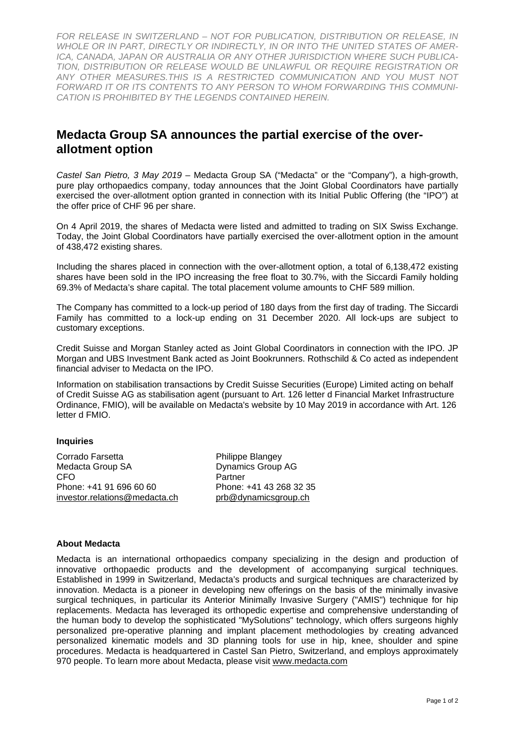*FOR RELEASE IN SWITZERLAND – NOT FOR PUBLICATION, DISTRIBUTION OR RELEASE, IN WHOLE OR IN PART, DIRECTLY OR INDIRECTLY, IN OR INTO THE UNITED STATES OF AMERICA, CANADA, JAPAN OR AUSTRALIA OR ANY OTHER JURISDICTION WHERE SUCH PUBLICATION, DISTRIBUTION OR RELEASE WOULD BE UNLAWFUL OR REQUIRE REGISTRATION OR ANY OTHER MEASURES.THIS IS A RESTRICTED COMMUNICATION AND YOU MUST NOT FORWARD IT OR ITS CONTENTS TO ANY PERSON TO WHOM FORWARDING THIS COMMUNICATION IS PROHIBITED BY THE LEGENDS CONTAINED HEREIN.*

# Medacta Group SA announces the partial exercise of the over-allotment option

*Castel San Pietro, 3 May 2019* – Medacta Group SA ("Medacta" or the "Company"), a high-growth, pure play orthopaedics company, today announces that the Joint Global Coordinators have partially exercised the over-allotment option granted in connection with its Initial Public Offering (the "IPO") at the offer price of CHF 96 per share.

On 4 April 2019, the shares of Medacta were listed and admitted to trading on SIX Swiss Exchange. Today, the Joint Global Coordinators have partially exercised the over-allotment option in the amount of 438,472 existing shares.

Including the shares placed in connection with the over-allotment option, a total of 6,138,472 existing shares have been sold in the IPO increasing the free float to 30.7%, with the Siccardi Family holding 69.3% of Medacta's share capital. The total placement volume amounts to CHF 589 million.

The Company has committed to a lock-up period of 180 days from the first day of trading. The Siccardi Family has committed to a lock-up ending on 31 December 2020. All lock-ups are subject to customary exceptions.

Credit Suisse and Morgan Stanley acted as Joint Global Coordinators in connection with the IPO. JP Morgan and UBS Investment Bank acted as Joint Bookrunners. Rothschild & Co acted as independent financial adviser to Medacta on the IPO.

Information on stabilisation transactions by Credit Suisse Securities (Europe) Limited acting on behalf of Credit Suisse AG as stabilisation agent (pursuant to Art. 126 letter d Financial Market Infrastructure Ordinance, FMIO), will be available on Medacta's website by 10 May 2019 in accordance with Art. 126 letter d FMIO.

### Inquiries

Corrado Farsetta
Medacta Group SA
CFO
Phone: +41 91 696 60 60
investor.relations@medacta.ch

Philippe Blangey
Dynamics Group AG
Partner
Phone: +41 43 268 32 35
prb@dynamicsgroup.ch

### About Medacta

Medacta is an international orthopaedics company specializing in the design and production of innovative orthopaedic products and the development of accompanying surgical techniques. Established in 1999 in Switzerland, Medacta's products and surgical techniques are characterized by innovation. Medacta is a pioneer in developing new offerings on the basis of the minimally invasive surgical techniques, in particular its Anterior Minimally Invasive Surgery ("AMIS") technique for hip replacements. Medacta has leveraged its orthopedic expertise and comprehensive understanding of the human body to develop the sophisticated "MySolutions" technology, which offers surgeons highly personalized pre-operative planning and implant placement methodologies by creating advanced personalized kinematic models and 3D planning tools for use in hip, knee, shoulder and spine procedures. Medacta is headquartered in Castel San Pietro, Switzerland, and employs approximately 970 people. To learn more about Medacta, please visit www.medacta.com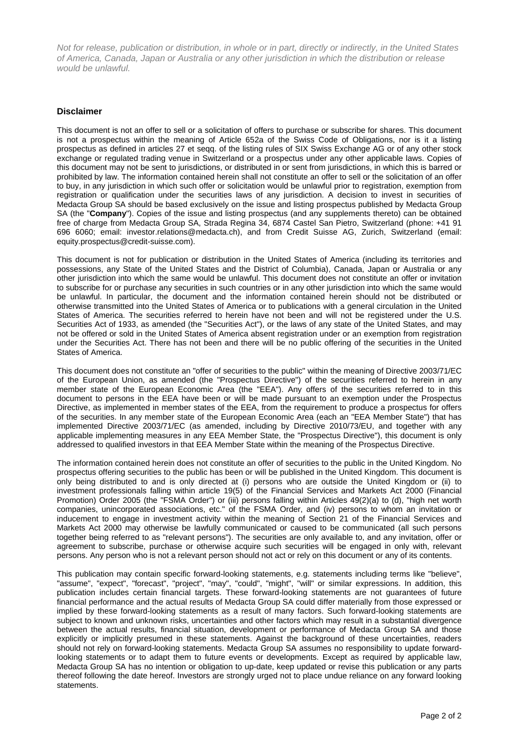*Not for release, publication or distribution, in whole or in part, directly or indirectly, in the United States of America, Canada, Japan or Australia or any other jurisdiction in which the distribution or release would be unlawful.*

## Disclaimer

This document is not an offer to sell or a solicitation of offers to purchase or subscribe for shares. This document is not a prospectus within the meaning of Article 652a of the Swiss Code of Obligations, nor is it a listing prospectus as defined in articles 27 et seqq. of the listing rules of SIX Swiss Exchange AG or of any other stock exchange or regulated trading venue in Switzerland or a prospectus under any other applicable laws. Copies of this document may not be sent to jurisdictions, or distributed in or sent from jurisdictions, in which this is barred or prohibited by law. The information contained herein shall not constitute an offer to sell or the solicitation of an offer to buy, in any jurisdiction in which such offer or solicitation would be unlawful prior to registration, exemption from registration or qualification under the securities laws of any jurisdiction. A decision to invest in securities of Medacta Group SA should be based exclusively on the issue and listing prospectus published by Medacta Group SA (the "**Company**"). Copies of the issue and listing prospectus (and any supplements thereto) can be obtained free of charge from Medacta Group SA, Strada Regina 34, 6874 Castel San Pietro, Switzerland (phone: +41 91 696 6060; email: investor.relations@medacta.ch), and from Credit Suisse AG, Zurich, Switzerland (email: equity.prospectus@credit-suisse.com).

This document is not for publication or distribution in the United States of America (including its territories and possessions, any State of the United States and the District of Columbia), Canada, Japan or Australia or any other jurisdiction into which the same would be unlawful. This document does not constitute an offer or invitation to subscribe for or purchase any securities in such countries or in any other jurisdiction into which the same would be unlawful. In particular, the document and the information contained herein should not be distributed or otherwise transmitted into the United States of America or to publications with a general circulation in the United States of America. The securities referred to herein have not been and will not be registered under the U.S. Securities Act of 1933, as amended (the "Securities Act"), or the laws of any state of the United States, and may not be offered or sold in the United States of America absent registration under or an exemption from registration under the Securities Act. There has not been and there will be no public offering of the securities in the United States of America.

This document does not constitute an "offer of securities to the public" within the meaning of Directive 2003/71/EC of the European Union, as amended (the "Prospectus Directive") of the securities referred to herein in any member state of the European Economic Area (the "EEA"). Any offers of the securities referred to in this document to persons in the EEA have been or will be made pursuant to an exemption under the Prospectus Directive, as implemented in member states of the EEA, from the requirement to produce a prospectus for offers of the securities. In any member state of the European Economic Area (each an "EEA Member State") that has implemented Directive 2003/71/EC (as amended, including by Directive 2010/73/EU, and together with any applicable implementing measures in any EEA Member State, the "Prospectus Directive"), this document is only addressed to qualified investors in that EEA Member State within the meaning of the Prospectus Directive.

The information contained herein does not constitute an offer of securities to the public in the United Kingdom. No prospectus offering securities to the public has been or will be published in the United Kingdom. This document is only being distributed to and is only directed at (i) persons who are outside the United Kingdom or (ii) to investment professionals falling within article 19(5) of the Financial Services and Markets Act 2000 (Financial Promotion) Order 2005 (the "FSMA Order") or (iii) persons falling within Articles 49(2)(a) to (d), "high net worth companies, unincorporated associations, etc." of the FSMA Order, and (iv) persons to whom an invitation or inducement to engage in investment activity within the meaning of Section 21 of the Financial Services and Markets Act 2000 may otherwise be lawfully communicated or caused to be communicated (all such persons together being referred to as "relevant persons"). The securities are only available to, and any invitation, offer or agreement to subscribe, purchase or otherwise acquire such securities will be engaged in only with, relevant persons. Any person who is not a relevant person should not act or rely on this document or any of its contents.

This publication may contain specific forward-looking statements, e.g. statements including terms like "believe", "assume", "expect", "forecast", "project", "may", "could", "might", "will" or similar expressions. In addition, this publication includes certain financial targets. These forward-looking statements are not guarantees of future financial performance and the actual results of Medacta Group SA could differ materially from those expressed or implied by these forward-looking statements as a result of many factors. Such forward-looking statements are subject to known and unknown risks, uncertainties and other factors which may result in a substantial divergence between the actual results, financial situation, development or performance of Medacta Group SA and those explicitly or implicitly presumed in these statements. Against the background of these uncertainties, readers should not rely on forward-looking statements. Medacta Group SA assumes no responsibility to update forward-looking statements or to adapt them to future events or developments. Except as required by applicable law, Medacta Group SA has no intention or obligation to up-date, keep updated or revise this publication or any parts thereof following the date hereof. Investors are strongly urged not to place undue reliance on any forward looking statements.